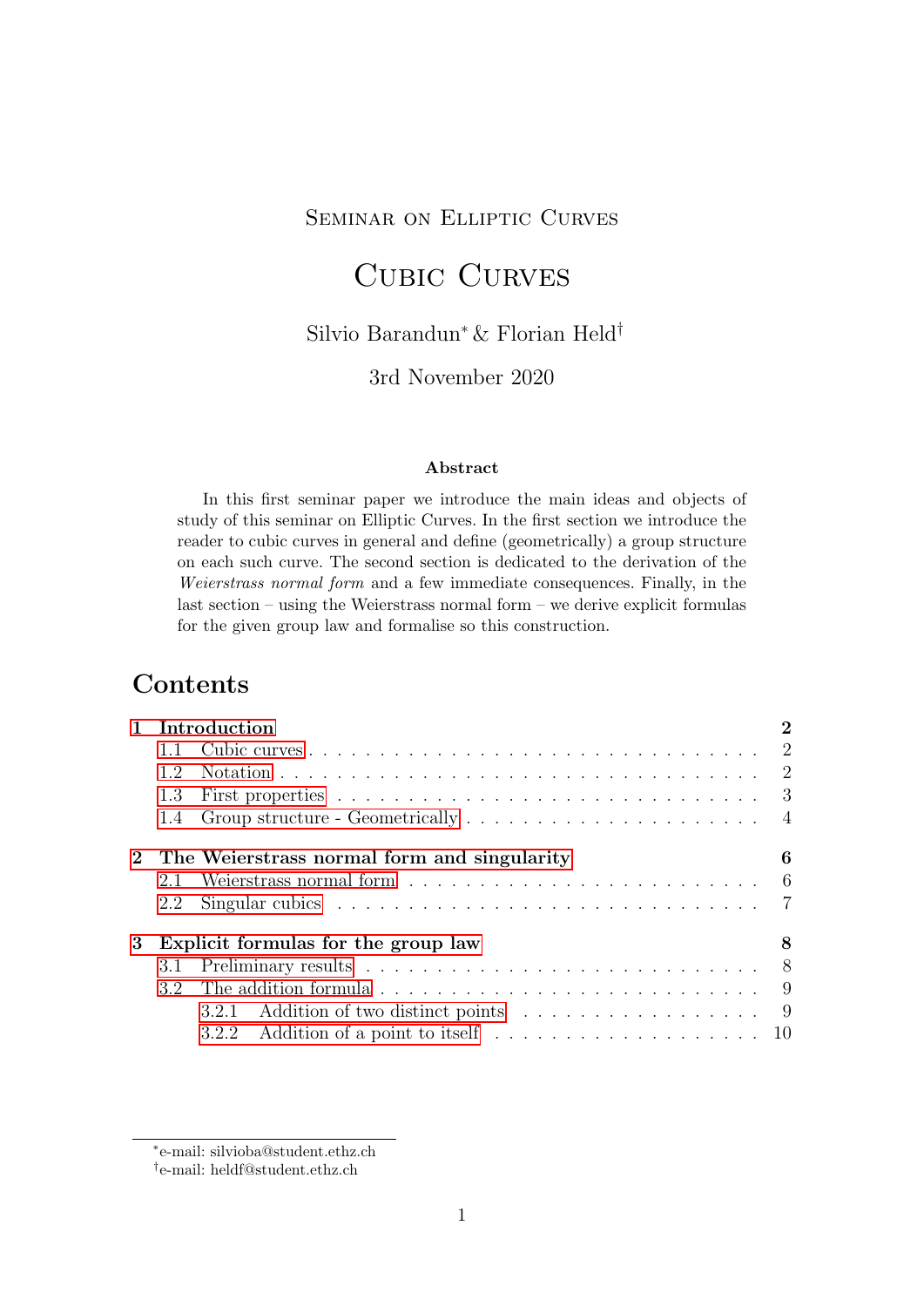Seminar on Elliptic Curves

# Cubic Curves

Silvio Barandun[*] & Florian Held[†]

3rd November 2020

**Abstract**

In this first seminar paper we introduce the main ideas and objects of study of this seminar on Elliptic Curves. In the first section we introduce the reader to cubic curves in general and define (geometrically) a group structure on each such curve. The second section is dedicated to the derivation of the *Weierstrass normal form* and a few immediate consequences. Finally, in the last section – using the Weierstrass normal form – we derive explicit formulas for the given group law and formalise so this construction.

## Contents

- **1 Introduction** — 2
  - 1.1 Cubic curves — 2
  - 1.2 Notation — 2
  - 1.3 First properties — 3
  - 1.4 Group structure - Geometrically — 4
- **2 The Weierstrass normal form and singularity** — 6
  - 2.1 Weierstrass normal form — 6
  - 2.2 Singular cubics — 7
- **3 Explicit formulas for the group law** — 8
  - 3.1 Preliminary results — 8
  - 3.2 The addition formula — 9
    - 3.2.1 Addition of two distinct points — 9
    - 3.2.2 Addition of a point to itself — 10

[*]e-mail: silvioba@student.ethz.ch

[†]e-mail: heldf@student.ethz.ch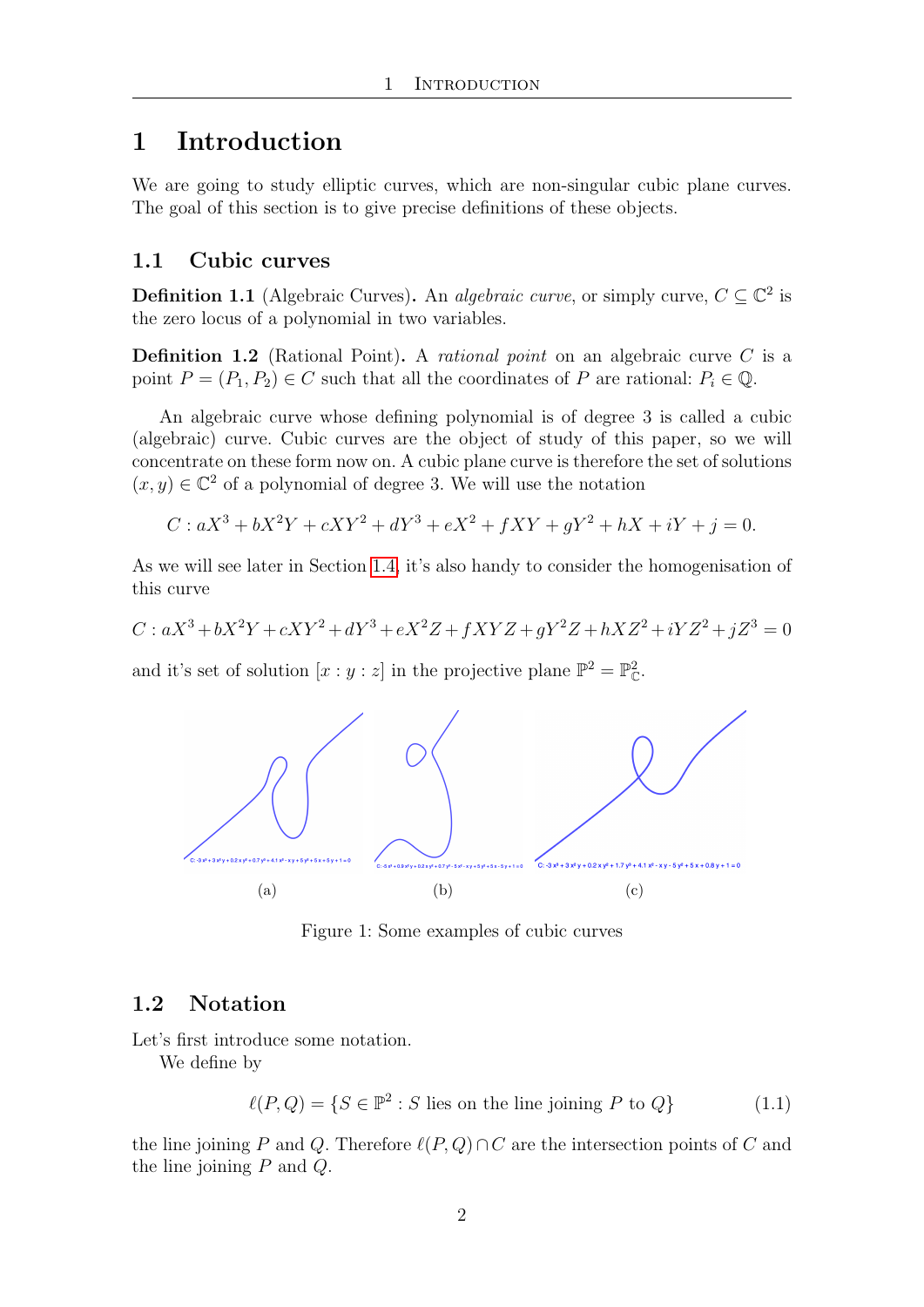# 1 Introduction

We are going to study elliptic curves, which are non-singular cubic plane curves. The goal of this section is to give precise definitions of these objects.

## 1.1 Cubic curves

**Definition 1.1** (Algebraic Curves)**.** An *algebraic curve*, or simply curve, $C \subseteq \mathbb{C}^2$ is the zero locus of a polynomial in two variables.

**Definition 1.2** (Rational Point)**.** A *rational point* on an algebraic curve $C$ is a point $P = (P_1, P_2) \in C$ such that all the coordinates of $P$ are rational: $P_i \in \mathbb{Q}$.

An algebraic curve whose defining polynomial is of degree 3 is called a cubic (algebraic) curve. Cubic curves are the object of study of this paper, so we will concentrate on these form now on. A cubic plane curve is therefore the set of solutions $(x, y) \in \mathbb{C}^2$ of a polynomial of degree 3. We will use the notation

$$C : aX^3 + bX^2Y + cXY^2 + dY^3 + eX^2 + fXY + gY^2 + hX + iY + j = 0.$$

As we will see later in Section 1.4, it's also handy to consider the homogenisation of this curve

$$C : aX^3 + bX^2Y + cXY^2 + dY^3 + eX^2Z + fXYZ + gY^2Z + hXZ^2 + iYZ^2 + jZ^3 = 0$$

and it's set of solution $[x : y : z]$ in the projective plane $\mathbb{P}^2 = \mathbb{P}^2_{\mathbb{C}}$.

(a) (b) (c)

Figure 1: Some examples of cubic curves

## 1.2 Notation

Let's first introduce some notation.

We define by

$$\ell(P, Q) = \{S \in \mathbb{P}^2 : S \text{ lies on the line joining } P \text{ to } Q\} \tag{1.1}$$

the line joining $P$ and $Q$. Therefore $\ell(P, Q) \cap C$ are the intersection points of $C$ and the line joining $P$ and $Q$.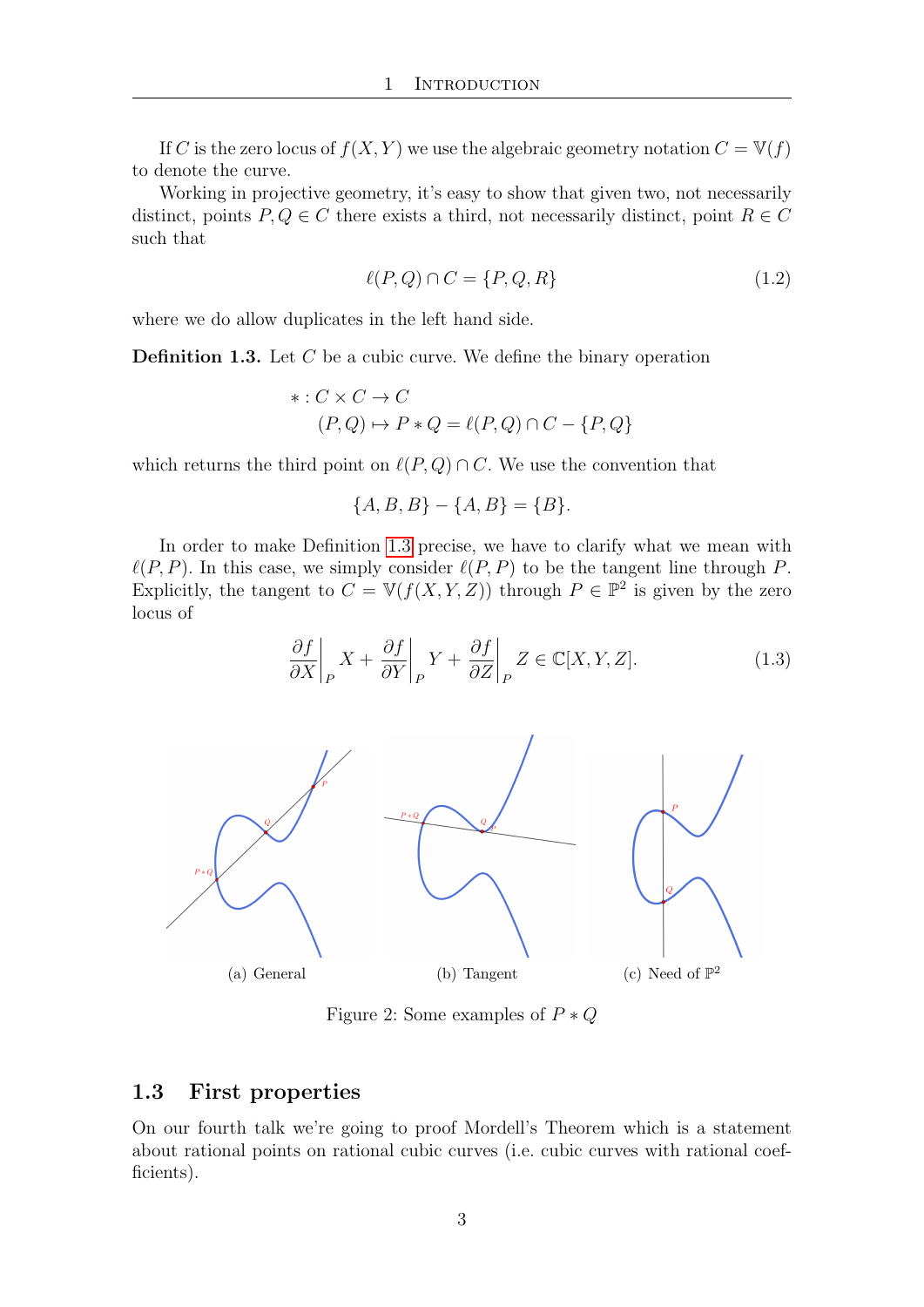If $C$ is the zero locus of $f(X,Y)$ we use the algebraic geometry notation $C = \mathbb{V}(f)$ to denote the curve.

Working in projective geometry, it's easy to show that given two, not necessarily distinct, points $P, Q \in C$ there exists a third, not necessarily distinct, point $R \in C$ such that

$$\ell(P,Q) \cap C = \{P, Q, R\} \tag{1.2}$$

where we do allow duplicates in the left hand side.

**Definition 1.3.** Let $C$ be a cubic curve. We define the binary operation

$$\begin{aligned} * : C \times C &\to C \\ (P,Q) &\mapsto P * Q = \ell(P,Q) \cap C - \{P,Q\} \end{aligned}$$

which returns the third point on $\ell(P,Q) \cap C$. We use the convention that

$$\{A, B, B\} - \{A, B\} = \{B\}.$$

In order to make Definition 1.3 precise, we have to clarify what we mean with $\ell(P,P)$. In this case, we simply consider $\ell(P,P)$ to be the tangent line through $P$. Explicitly, the tangent to $C = \mathbb{V}(f(X,Y,Z))$ through $P \in \mathbb{P}^2$ is given by the zero locus of

$$\left.\frac{\partial f}{\partial X}\right|_P X + \left.\frac{\partial f}{\partial Y}\right|_P Y + \left.\frac{\partial f}{\partial Z}\right|_P Z \in \mathbb{C}[X,Y,Z]. \tag{1.3}$$

(a) General (b) Tangent (c) Need of $\mathbb{P}^2$

Figure 2: Some examples of $P * Q$

## 1.3 First properties

On our fourth talk we're going to proof Mordell's Theorem which is a statement about rational points on rational cubic curves (i.e. cubic curves with rational coefficients).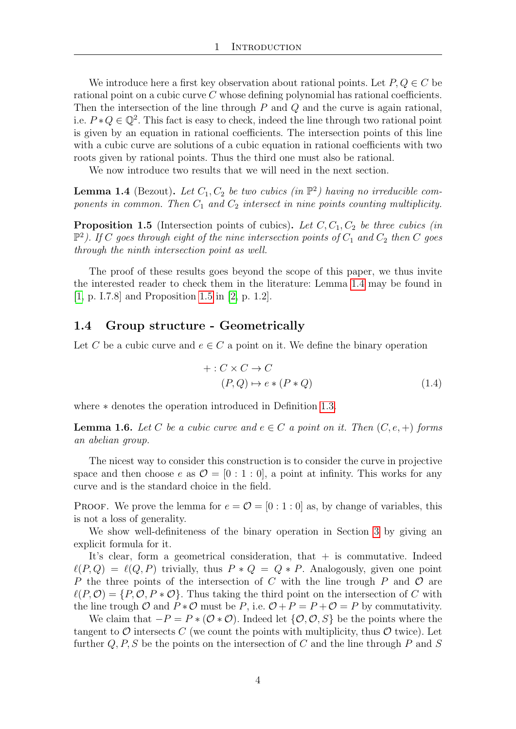We introduce here a first key observation about rational points. Let $P, Q \in C$ be rational point on a cubic curve $C$ whose defining polynomial has rational coefficients. Then the intersection of the line through $P$ and $Q$ and the curve is again rational, i.e. $P * Q \in \mathbb{Q}^2$. This fact is easy to check, indeed the line through two rational point is given by an equation in rational coefficients. The intersection points of this line with a cubic curve are solutions of a cubic equation in rational coefficients with two roots given by rational points. Thus the third one must also be rational.

We now introduce two results that we will need in the next section.

**Lemma 1.4** (Bezout)**.** *Let $C_1, C_2$ be two cubics (in $\mathbb{P}^2$) having no irreducible components in common. Then $C_1$ and $C_2$ intersect in nine points counting multiplicity.*

**Proposition 1.5** (Intersection points of cubics)**.** *Let $C, C_1, C_2$ be three cubics (in $\mathbb{P}^2$). If $C$ goes through eight of the nine intersection points of $C_1$ and $C_2$ then $C$ goes through the ninth intersection point as well.*

The proof of these results goes beyond the scope of this paper, we thus invite the interested reader to check them in the literature: Lemma 1.4 may be found in [1, p. I.7.8] and Proposition 1.5 in [2, p. 1.2].

### 1.4 Group structure - Geometrically

Let $C$ be a cubic curve and $e \in C$ a point on it. We define the binary operation

$$
\begin{aligned}
+ : C \times C &\to C \\
(P, Q) &\mapsto e * (P * Q)
\end{aligned}
\tag{1.4}
$$

where $*$ denotes the operation introduced in Definition 1.3.

**Lemma 1.6.** *Let $C$ be a cubic curve and $e \in C$ a point on it. Then $(C, e, +)$ forms an abelian group.*

The nicest way to consider this construction is to consider the curve in projective space and then choose $e$ as $\mathcal{O} = [0 : 1 : 0]$, a point at infinity. This works for any curve and is the standard choice in the field.

Proof. We prove the lemma for $e = \mathcal{O} = [0 : 1 : 0]$ as, by change of variables, this is not a loss of generality.

We show well-definiteness of the binary operation in Section 3 by giving an explicit formula for it.

It's clear, form a geometrical consideration, that $+$ is commutative. Indeed $\ell(P, Q) = \ell(Q, P)$ trivially, thus $P * Q = Q * P$. Analogously, given one point $P$ the three points of the intersection of $C$ with the line trough $P$ and $\mathcal{O}$ are $\ell(P, \mathcal{O}) = \{P, \mathcal{O}, P * \mathcal{O}\}$. Thus taking the third point on the intersection of $C$ with the line trough $\mathcal{O}$ and $P * \mathcal{O}$ must be $P$, i.e. $\mathcal{O} + P = P + \mathcal{O} = P$ by commutativity.

We claim that $-P = P * (\mathcal{O} * \mathcal{O})$. Indeed let $\{\mathcal{O}, \mathcal{O}, S\}$ be the points where the tangent to $\mathcal{O}$ intersects $C$ (we count the points with multiplicity, thus $\mathcal{O}$ twice). Let further $Q, P, S$ be the points on the intersection of $C$ and the line through $P$ and $S$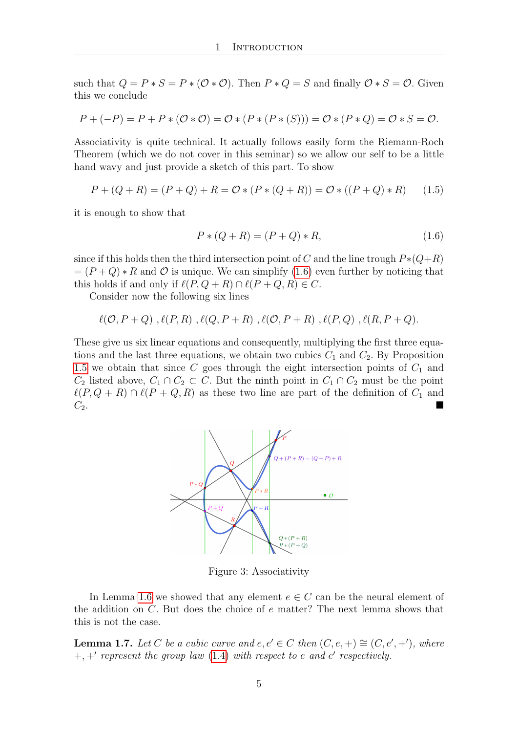such that $Q = P * S = P * (\mathcal{O} * \mathcal{O})$. Then $P * Q = S$ and finally $\mathcal{O} * S = \mathcal{O}$. Given this we conclude

$$P + (-P) = P + P * (\mathcal{O} * \mathcal{O}) = \mathcal{O} * (P * (P * (S))) = \mathcal{O} * (P * Q) = \mathcal{O} * S = \mathcal{O}.$$

Associativity is quite technical. It actually follows easily form the Riemann-Roch Theorem (which we do not cover in this seminar) so we allow our self to be a little hand wavy and just provide a sketch of this part. To show

$$P + (Q + R) = (P + Q) + R = \mathcal{O} * (P * (Q + R)) = \mathcal{O} * ((P + Q) * R) \tag{1.5}$$

it is enough to show that

$$P * (Q + R) = (P + Q) * R, \tag{1.6}$$

since if this holds then the third intersection point of $C$ and the line trough $P*(Q+R) = (P+Q)*R$ and $\mathcal{O}$ is unique. We can simplify (1.6) even further by noticing that this holds if and only if $\ell(P, Q+R) \cap \ell(P+Q, R) \in C$.

Consider now the following six lines

$$\ell(\mathcal{O}, P+Q)\ , \ell(P, R)\ , \ell(Q, P+R)\ , \ell(\mathcal{O}, P+R)\ , \ell(P, Q)\ , \ell(R, P+Q).$$

These give us six linear equations and consequently, multiplying the first three equations and the last three equations, we obtain two cubics $C_1$ and $C_2$. By Proposition 1.5 we obtain that since $C$ goes through the eight intersection points of $C_1$ and $C_2$ listed above, $C_1 \cap C_2 \subset C$. But the ninth point in $C_1 \cap C_2$ must be the point $\ell(P, Q+R) \cap \ell(P+Q, R)$ as these two line are part of the definition of $C_1$ and $C_2$. ■

Figure 3: Associativity

In Lemma 1.6 we showed that any element $e \in C$ can be the neural element of the addition on $C$. But does the choice of $e$ matter? The next lemma shows that this is not the case.

**Lemma 1.7.** *Let $C$ be a cubic curve and $e, e' \in C$ then $(C, e, +) \cong (C, e', +')$, where $+, +'$ represent the group law (1.4) with respect to $e$ and $e'$ respectively.*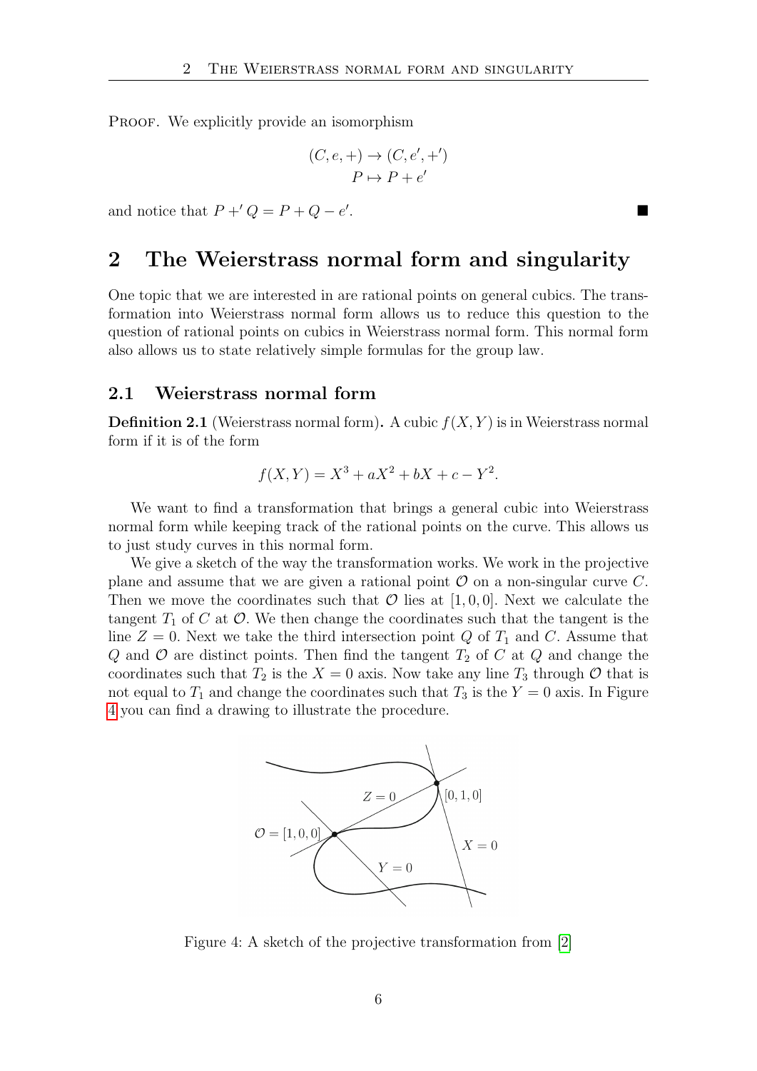PROOF. We explicitly provide an isomorphism

$$(C, e, +) \to (C, e', +')$$
$$P \mapsto P + e'$$

and notice that $P +' Q = P + Q - e'$. ■

# 2 The Weierstrass normal form and singularity

One topic that we are interested in are rational points on general cubics. The transformation into Weierstrass normal form allows us to reduce this question to the question of rational points on cubics in Weierstrass normal form. This normal form also allows us to state relatively simple formulas for the group law.

## 2.1 Weierstrass normal form

**Definition 2.1** (Weierstrass normal form)**.** A cubic $f(X, Y)$ is in Weierstrass normal form if it is of the form

$$f(X, Y) = X^3 + aX^2 + bX + c - Y^2.$$

We want to find a transformation that brings a general cubic into Weierstrass normal form while keeping track of the rational points on the curve. This allows us to just study curves in this normal form.

We give a sketch of the way the transformation works. We work in the projective plane and assume that we are given a rational point $\mathcal{O}$ on a non-singular curve $C$. Then we move the coordinates such that $\mathcal{O}$ lies at $[1, 0, 0]$. Next we calculate the tangent $T_1$ of $C$ at $\mathcal{O}$. We then change the coordinates such that the tangent is the line $Z = 0$. Next we take the third intersection point $Q$ of $T_1$ and $C$. Assume that $Q$ and $\mathcal{O}$ are distinct points. Then find the tangent $T_2$ of $C$ at $Q$ and change the coordinates such that $T_2$ is the $X = 0$ axis. Now take any line $T_3$ through $\mathcal{O}$ that is not equal to $T_1$ and change the coordinates such that $T_3$ is the $Y = 0$ axis. In Figure 4 you can find a drawing to illustrate the procedure.

Figure 4: A sketch of the projective transformation from [2]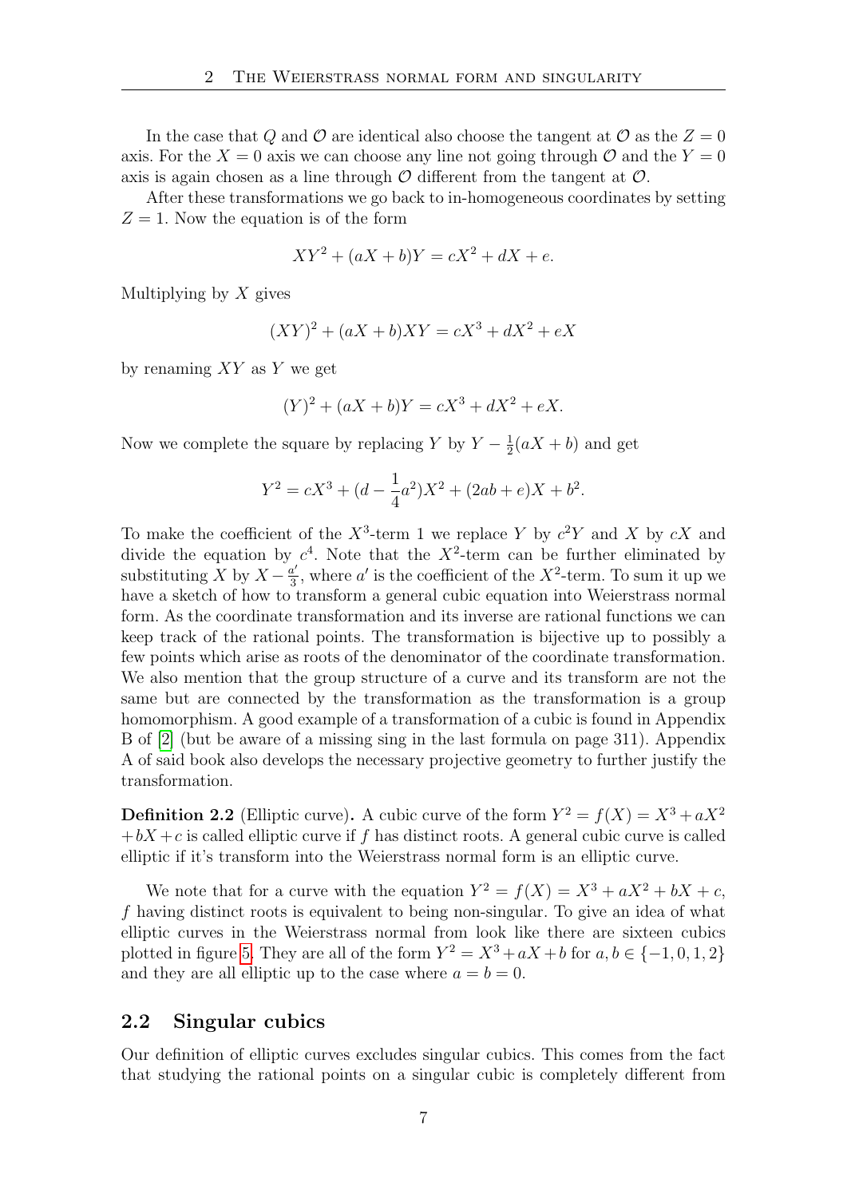In the case that $Q$ and $\mathcal{O}$ are identical also choose the tangent at $\mathcal{O}$ as the $Z = 0$ axis. For the $X = 0$ axis we can choose any line not going through $\mathcal{O}$ and the $Y = 0$ axis is again chosen as a line through $\mathcal{O}$ different from the tangent at $\mathcal{O}$.

After these transformations we go back to in-homogeneous coordinates by setting $Z = 1$. Now the equation is of the form

$$XY^2 + (aX + b)Y = cX^2 + dX + e.$$

Multiplying by $X$ gives

$$(XY)^2 + (aX + b)XY = cX^3 + dX^2 + eX$$

by renaming $XY$ as $Y$ we get

$$(Y)^2 + (aX + b)Y = cX^3 + dX^2 + eX.$$

Now we complete the square by replacing $Y$ by $Y - \frac{1}{2}(aX + b)$ and get

$$Y^2 = cX^3 + (d - \frac{1}{4}a^2)X^2 + (2ab + e)X + b^2.$$

To make the coefficient of the $X^3$-term 1 we replace $Y$ by $c^2Y$ and $X$ by $cX$ and divide the equation by $c^4$. Note that the $X^2$-term can be further eliminated by substituting $X$ by $X - \frac{a'}{3}$, where $a'$ is the coefficient of the $X^2$-term. To sum it up we have a sketch of how to transform a general cubic equation into Weierstrass normal form. As the coordinate transformation and its inverse are rational functions we can keep track of the rational points. The transformation is bijective up to possibly a few points which arise as roots of the denominator of the coordinate transformation. We also mention that the group structure of a curve and its transform are not the same but are connected by the transformation as the transformation is a group homomorphism. A good example of a transformation of a cubic is found in Appendix B of [2] (but be aware of a missing sing in the last formula on page 311). Appendix A of said book also develops the necessary projective geometry to further justify the transformation.

**Definition 2.2** (Elliptic curve)**.** A cubic curve of the form $Y^2 = f(X) = X^3 + aX^2 + bX + c$ is called elliptic curve if $f$ has distinct roots. A general cubic curve is called elliptic if it's transform into the Weierstrass normal form is an elliptic curve.

We note that for a curve with the equation $Y^2 = f(X) = X^3 + aX^2 + bX + c$, $f$ having distinct roots is equivalent to being non-singular. To give an idea of what elliptic curves in the Weierstrass normal from look like there are sixteen cubics plotted in figure 5. They are all of the form $Y^2 = X^3 + aX + b$ for $a, b \in \{-1, 0, 1, 2\}$ and they are all elliptic up to the case where $a = b = 0$.

## 2.2 Singular cubics

Our definition of elliptic curves excludes singular cubics. This comes from the fact that studying the rational points on a singular cubic is completely different from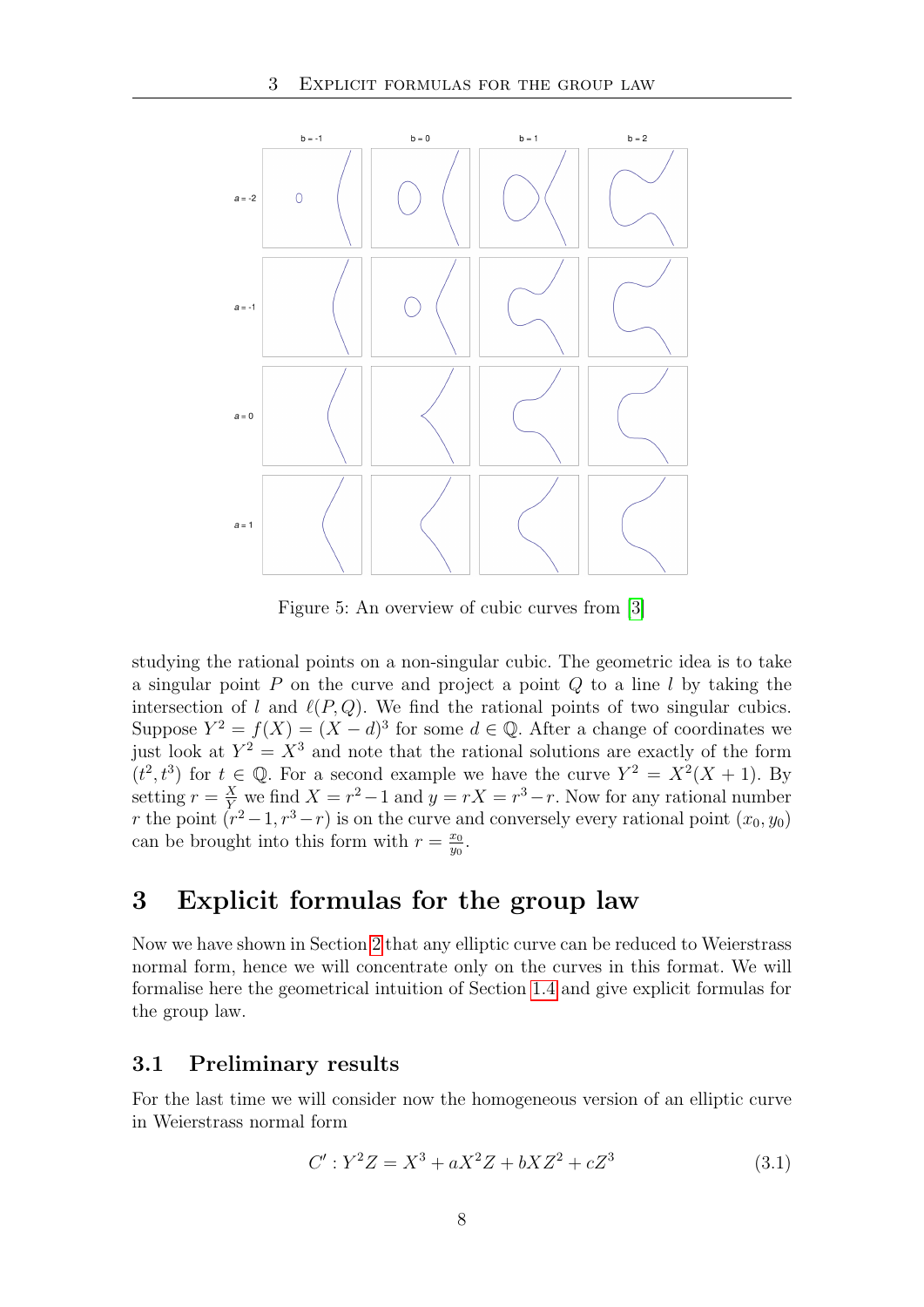Figure 5: An overview of cubic curves from [3]

studying the rational points on a non-singular cubic. The geometric idea is to take a singular point $P$ on the curve and project a point $Q$ to a line $l$ by taking the intersection of $l$ and $\ell(P, Q)$. We find the rational points of two singular cubics. Suppose $Y^2 = f(X) = (X - d)^3$ for some $d \in \mathbb{Q}$. After a change of coordinates we just look at $Y^2 = X^3$ and note that the rational solutions are exactly of the form $(t^2, t^3)$ for $t \in \mathbb{Q}$. For a second example we have the curve $Y^2 = X^2(X + 1)$. By setting $r = \frac{X}{Y}$ we find $X = r^2 - 1$ and $y = rX = r^3 - r$. Now for any rational number $r$ the point $(r^2 - 1, r^3 - r)$ is on the curve and conversely every rational point $(x_0, y_0)$ can be brought into this form with $r = \frac{x_0}{y_0}$.

# 3 Explicit formulas for the group law

Now we have shown in Section 2 that any elliptic curve can be reduced to Weierstrass normal form, hence we will concentrate only on the curves in this format. We will formalise here the geometrical intuition of Section 1.4 and give explicit formulas for the group law.

## 3.1 Preliminary results

For the last time we will consider now the homogeneous version of an elliptic curve in Weierstrass normal form

$$C' : Y^2 Z = X^3 + aX^2 Z + bXZ^2 + cZ^3 \tag{3.1}$$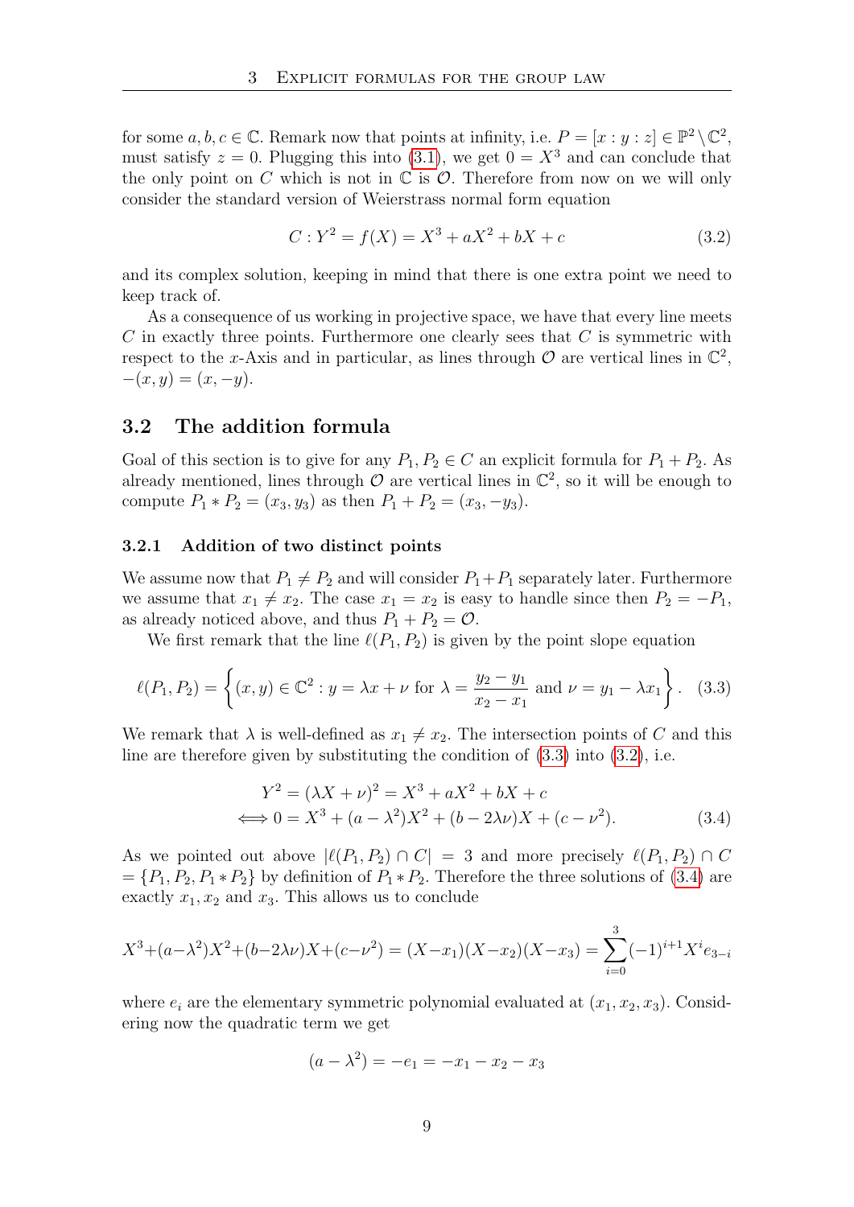for some $a, b, c \in \mathbb{C}$. Remark now that points at infinity, i.e. $P = [x : y : z] \in \mathbb{P}^2 \setminus \mathbb{C}^2$, must satisfy $z = 0$. Plugging this into (3.1), we get $0 = X^3$ and can conclude that the only point on $C$ which is not in $\mathbb{C}$ is $\mathcal{O}$. Therefore from now on we will only consider the standard version of Weierstrass normal form equation

$$C : Y^2 = f(X) = X^3 + aX^2 + bX + c \tag{3.2}$$

and its complex solution, keeping in mind that there is one extra point we need to keep track of.

As a consequence of us working in projective space, we have that every line meets $C$ in exactly three points. Furthermore one clearly sees that $C$ is symmetric with respect to the $x$-Axis and in particular, as lines through $\mathcal{O}$ are vertical lines in $\mathbb{C}^2$, $-(x, y) = (x, -y)$.

## 3.2 The addition formula

Goal of this section is to give for any $P_1, P_2 \in C$ an explicit formula for $P_1 + P_2$. As already mentioned, lines through $\mathcal{O}$ are vertical lines in $\mathbb{C}^2$, so it will be enough to compute $P_1 * P_2 = (x_3, y_3)$ as then $P_1 + P_2 = (x_3, -y_3)$.

### 3.2.1 Addition of two distinct points

We assume now that $P_1 \neq P_2$ and will consider $P_1 + P_1$ separately later. Furthermore we assume that $x_1 \neq x_2$. The case $x_1 = x_2$ is easy to handle since then $P_2 = -P_1$, as already noticed above, and thus $P_1 + P_2 = \mathcal{O}$.

We first remark that the line $\ell(P_1, P_2)$ is given by the point slope equation

$$\ell(P_1, P_2) = \left\{ (x, y) \in \mathbb{C}^2 : y = \lambda x + \nu \text{ for } \lambda = \frac{y_2 - y_1}{x_2 - x_1} \text{ and } \nu = y_1 - \lambda x_1 \right\}. \tag{3.3}$$

We remark that $\lambda$ is well-defined as $x_1 \neq x_2$. The intersection points of $C$ and this line are therefore given by substituting the condition of (3.3) into (3.2), i.e.

$$\begin{aligned} Y^2 = (\lambda X + \nu)^2 &= X^3 + aX^2 + bX + c \\ \iff 0 &= X^3 + (a - \lambda^2)X^2 + (b - 2\lambda\nu)X + (c - \nu^2). \end{aligned} \tag{3.4}$$

As we pointed out above $|\ell(P_1, P_2) \cap C| = 3$ and more precisely $\ell(P_1, P_2) \cap C = \{P_1, P_2, P_1 * P_2\}$ by definition of $P_1 * P_2$. Therefore the three solutions of (3.4) are exactly $x_1, x_2$ and $x_3$. This allows us to conclude

$$X^3 + (a - \lambda^2)X^2 + (b - 2\lambda\nu)X + (c - \nu^2) = (X - x_1)(X - x_2)(X - x_3) = \sum_{i=0}^{3} (-1)^{i+1} X^i e_{3-i}$$

where $e_i$ are the elementary symmetric polynomial evaluated at $(x_1, x_2, x_3)$. Considering now the quadratic term we get

$$(a - \lambda^2) = -e_1 = -x_1 - x_2 - x_3$$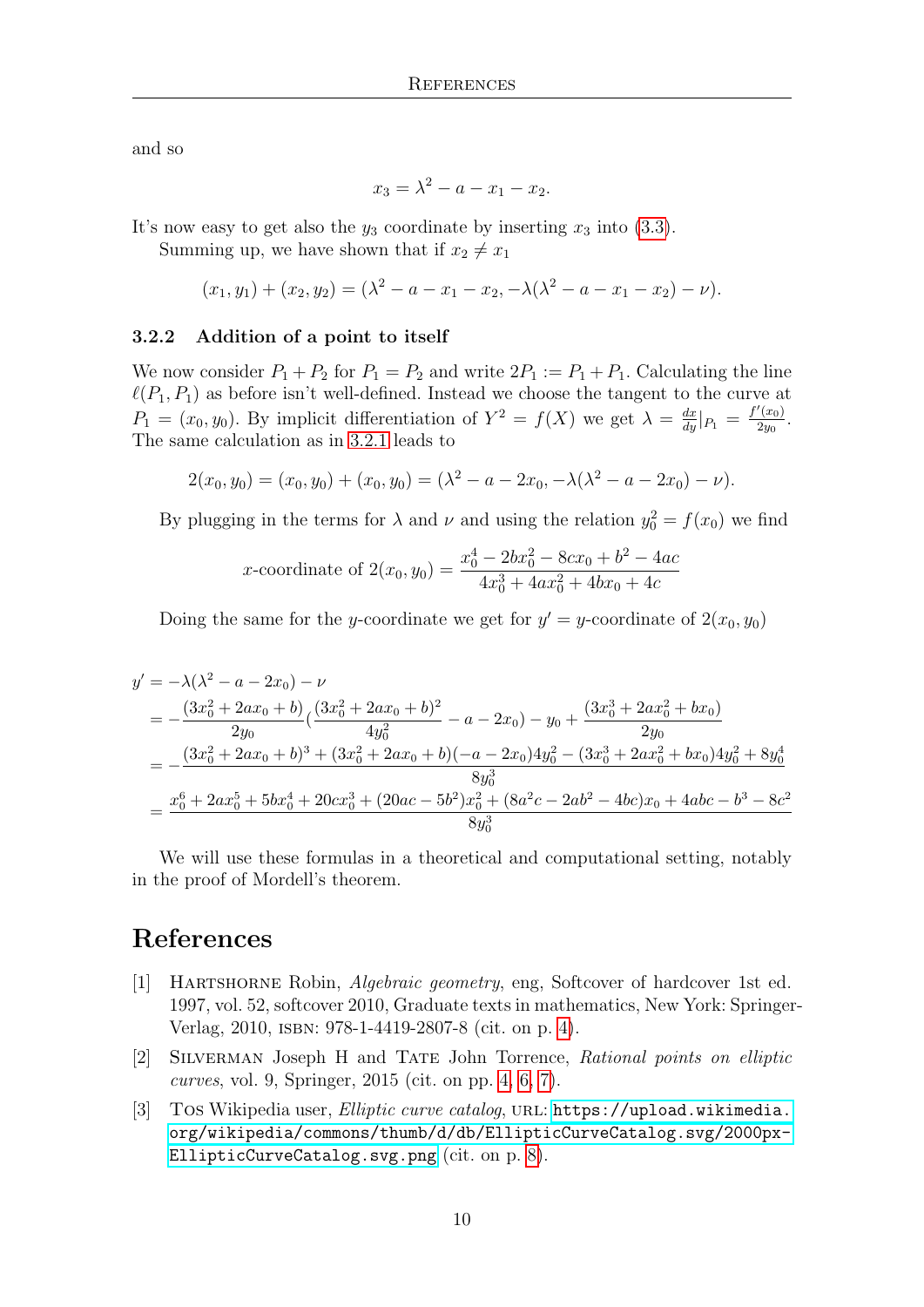and so

$$x_3 = \lambda^2 - a - x_1 - x_2.$$

It's now easy to get also the $y_3$ coordinate by inserting $x_3$ into (3.3).

Summing up, we have shown that if $x_2 \neq x_1$

$$(x_1, y_1) + (x_2, y_2) = (\lambda^2 - a - x_1 - x_2, -\lambda(\lambda^2 - a - x_1 - x_2) - \nu).$$

### 3.2.2 Addition of a point to itself

We now consider $P_1 + P_2$ for $P_1 = P_2$ and write $2P_1 := P_1 + P_1$. Calculating the line $\ell(P_1, P_1)$ as before isn't well-defined. Instead we choose the tangent to the curve at $P_1 = (x_0, y_0)$. By implicit differentiation of $Y^2 = f(X)$ we get $\lambda = \frac{dx}{dy}|_{P_1} = \frac{f'(x_0)}{2y_0}$. The same calculation as in 3.2.1 leads to

$$2(x_0, y_0) = (x_0, y_0) + (x_0, y_0) = (\lambda^2 - a - 2x_0, -\lambda(\lambda^2 - a - 2x_0) - \nu).$$

By plugging in the terms for $\lambda$ and $\nu$ and using the relation $y_0^2 = f(x_0)$ we find

$$x\text{-coordinate of } 2(x_0, y_0) = \frac{x_0^4 - 2bx_0^2 - 8cx_0 + b^2 - 4ac}{4x_0^3 + 4ax_0^2 + 4bx_0 + 4c}$$

Doing the same for the $y$-coordinate we get for $y' = y$-coordinate of $2(x_0, y_0)$

$$\begin{aligned}
y' &= -\lambda(\lambda^2 - a - 2x_0) - \nu \\
&= -\frac{(3x_0^2 + 2ax_0 + b)}{2y_0}\left(\frac{(3x_0^2 + 2ax_0 + b)^2}{4y_0^2} - a - 2x_0\right) - y_0 + \frac{(3x_0^3 + 2ax_0^2 + bx_0)}{2y_0} \\
&= -\frac{(3x_0^2 + 2ax_0 + b)^3 + (3x_0^2 + 2ax_0 + b)(-a - 2x_0)4y_0^2 - (3x_0^3 + 2ax_0^2 + bx_0)4y_0^2 + 8y_0^4}{8y_0^3} \\
&= \frac{x_0^6 + 2ax_0^5 + 5bx_0^4 + 20cx_0^3 + (20ac - 5b^2)x_0^2 + (8a^2c - 2ab^2 - 4bc)x_0 + 4abc - b^3 - 8c^2}{8y_0^3}
\end{aligned}$$

We will use these formulas in a theoretical and computational setting, notably in the proof of Mordell's theorem.

## References

[1] Hartshorne Robin, *Algebraic geometry*, eng, Softcover of hardcover 1st ed. 1997, vol. 52, softcover 2010, Graduate texts in mathematics, New York: Springer-Verlag, 2010, ISBN: 978-1-4419-2807-8 (cit. on p. 4).

[2] Silverman Joseph H and Tate John Torrence, *Rational points on elliptic curves*, vol. 9, Springer, 2015 (cit. on pp. 4, 6, 7).

[3] Tos Wikipedia user, *Elliptic curve catalog*, URL: https://upload.wikimedia.org/wikipedia/commons/thumb/d/db/EllipticCurveCatalog.svg/2000px-EllipticCurveCatalog.svg.png (cit. on p. 8).